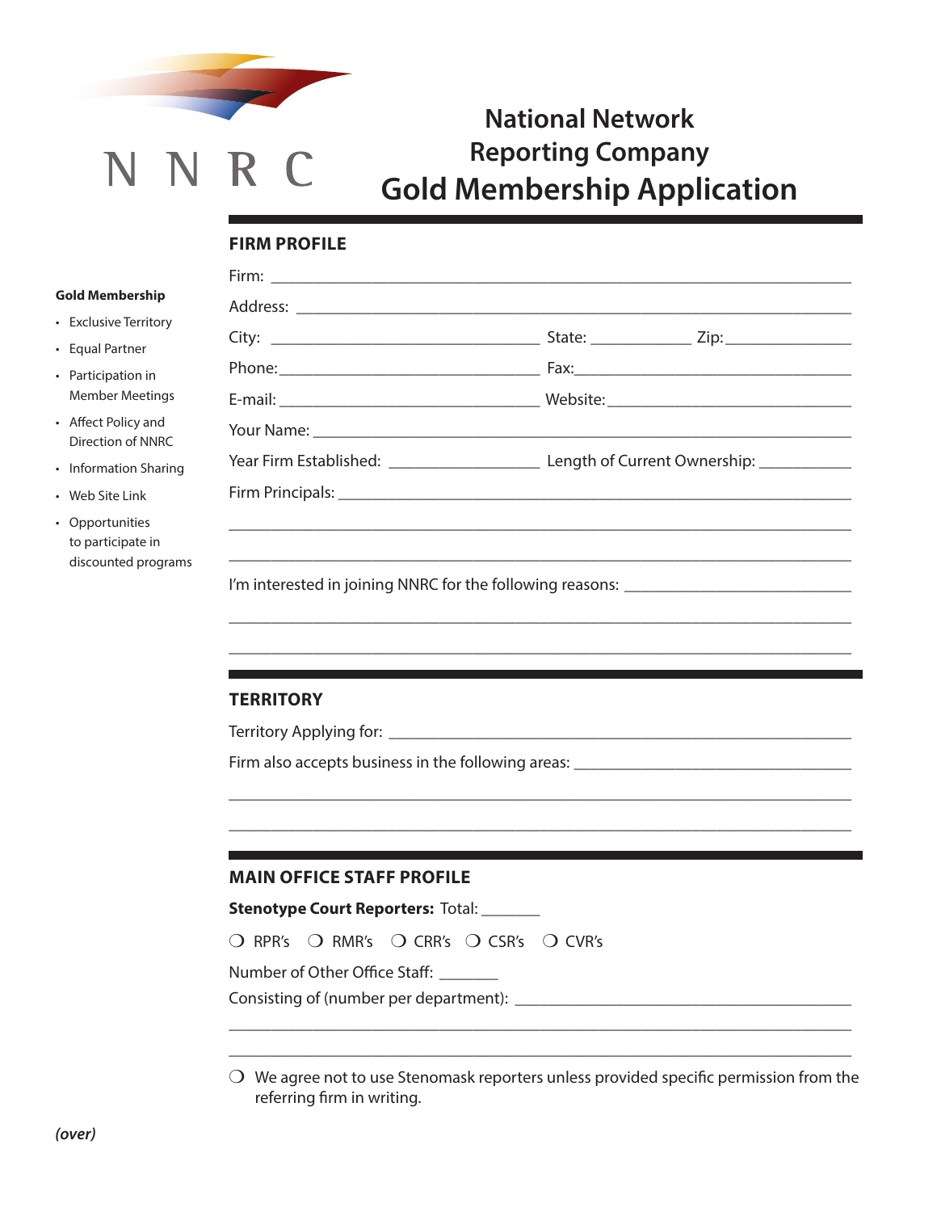NNRC

# National Network Reporting Company
# Gold Membership Application

**Gold Membership**

- Exclusive Territory
- Equal Partner
- Participation in Member Meetings
- Affect Policy and Direction of NNRC
- Information Sharing
- Web Site Link
- Opportunities to participate in discounted programs

## FIRM PROFILE

Firm: ____________________________________________

Address: ____________________________________________

City: ______________________ State: __________ Zip: ____________

Phone: ______________________ Fax: ______________________

E-mail: ______________________ Website: ______________________

Your Name: ____________________________________________

Year Firm Established: ______________ Length of Current Ownership: __________

Firm Principals: ____________________________________________

____________________________________________

____________________________________________

I'm interested in joining NNRC for the following reasons: ______________________

____________________________________________

____________________________________________

## TERRITORY

Territory Applying for: ____________________________________________

Firm also accepts business in the following areas: ______________________

____________________________________________

____________________________________________

## MAIN OFFICE STAFF PROFILE

**Stenotype Court Reporters:** Total: ______

❍ RPR's ❍ RMR's ❍ CRR's ❍ CSR's ❍ CVR's

Number of Other Office Staff: ______

Consisting of (number per department): ______________________________

____________________________________________

____________________________________________

❍ We agree not to use Stenomask reporters unless provided specific permission from the referring firm in writing.

*(over)*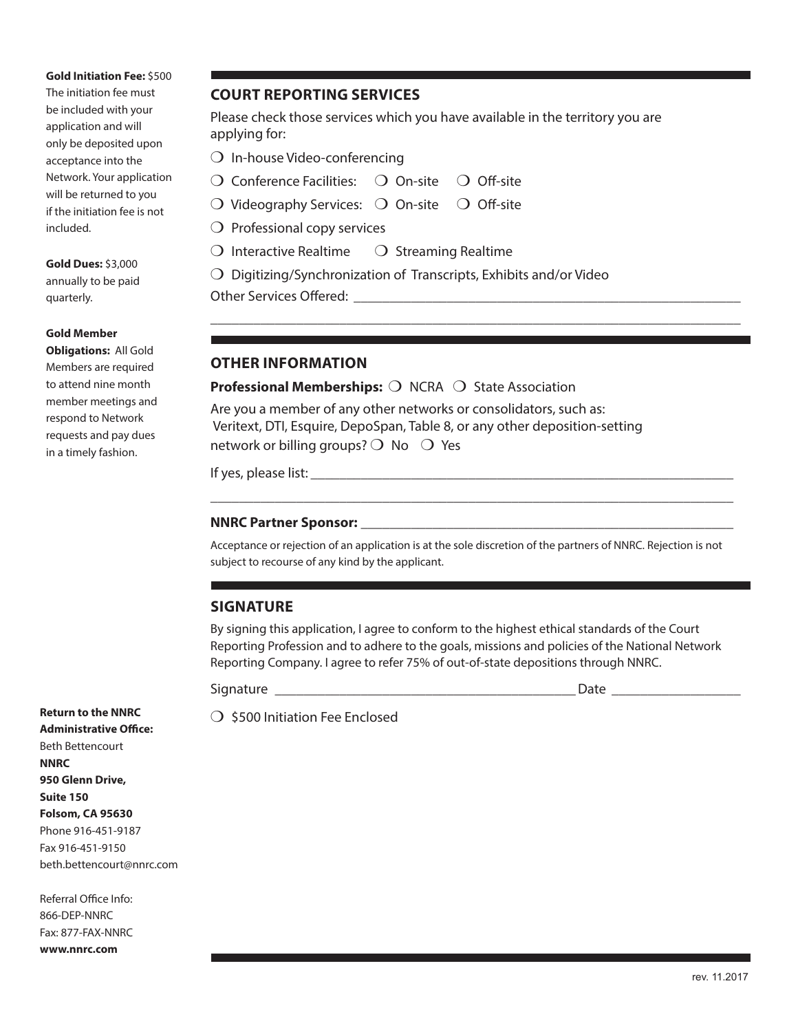**Gold Initiation Fee:** $500
The initiation fee must be included with your application and will only be deposited upon acceptance into the Network. Your application will be returned to you if the initiation fee is not included.

**Gold Dues:** $3,000 annually to be paid quarterly.

**Gold Member Obligations:** All Gold Members are required to attend nine month member meetings and respond to Network requests and pay dues in a timely fashion.

## COURT REPORTING SERVICES

Please check those services which you have available in the territory you are applying for:

❍ In-house Video-conferencing

❍ Conference Facilities: ❍ On-site ❍ Off-site

❍ Videography Services: ❍ On-site ❍ Off-site

❍ Professional copy services

❍ Interactive Realtime ❍ Streaming Realtime

❍ Digitizing/Synchronization of Transcripts, Exhibits and/or Video

Other Services Offered: ______________________________________________________

______________________________________________________________________

## OTHER INFORMATION

**Professional Memberships:** ❍ NCRA ❍ State Association

Are you a member of any other networks or consolidators, such as: Veritext, DTI, Esquire, DepoSpan, Table 8, or any other deposition-setting network or billing groups? ❍ No ❍ Yes

If yes, please list: ____________________________________________________________

______________________________________________________________________

**NNRC Partner Sponsor:** ______________________________________________________

Acceptance or rejection of an application is at the sole discretion of the partners of NNRC. Rejection is not subject to recourse of any kind by the applicant.

## SIGNATURE

By signing this application, I agree to conform to the highest ethical standards of the Court Reporting Profession and to adhere to the goals, missions and policies of the National Network Reporting Company. I agree to refer 75% of out-of-state depositions through NNRC.

Signature ________________________________________ Date ________________

❍ $500 Initiation Fee Enclosed

**Return to the NNRC Administrative Office:**
Beth Bettencourt
**NNRC**
**950 Glenn Drive,**
**Suite 150**
**Folsom, CA 95630**
Phone 916-451-9187
Fax 916-451-9150
beth.bettencourt@nnrc.com

Referral Office Info:
866-DEP-NNRC
Fax: 877-FAX-NNRC
**www.nnrc.com**

rev. 11.2017